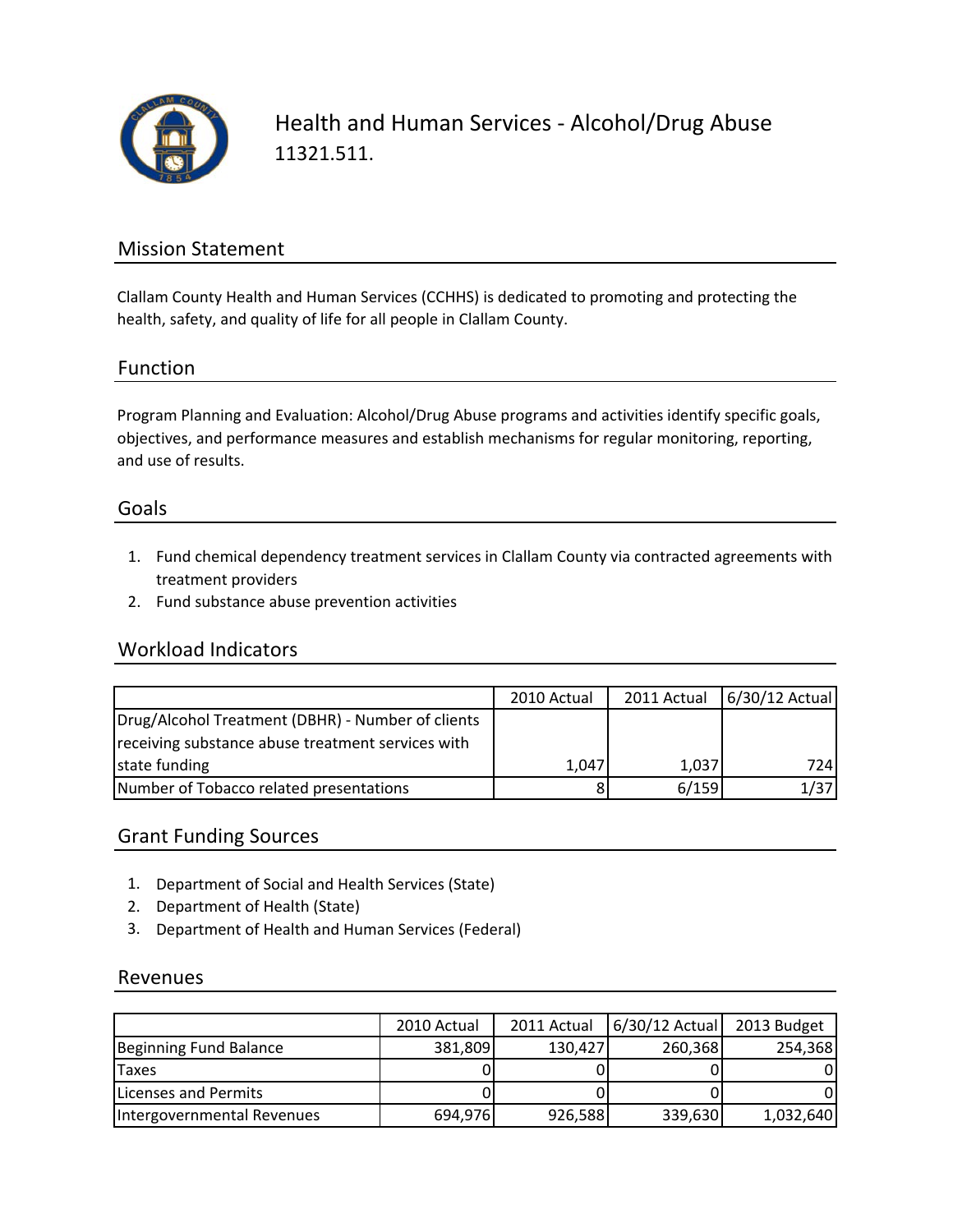# Health and Human Services - Alcohol/Drug Abuse

11321.511.

## Mission Statement

Clallam County Health and Human Services (CCHHS) is dedicated to promoting and protecting the health, safety, and quality of life for all people in Clallam County.

## Function

Program Planning and Evaluation: Alcohol/Drug Abuse programs and activities identify specific goals, objectives, and performance measures and establish mechanisms for regular monitoring, reporting, and use of results.

## Goals

1. Fund chemical dependency treatment services in Clallam County via contracted agreements with treatment providers
2. Fund substance abuse prevention activities

## Workload Indicators

| | 2010 Actual | 2011 Actual | 6/30/12 Actual |
|---|---|---|---|
| Drug/Alcohol Treatment (DBHR) - Number of clients receiving substance abuse treatment services with state funding | 1,047 | 1,037 | 724 |
| Number of Tobacco related presentations | 8 | 6/159 | 1/37 |

## Grant Funding Sources

1. Department of Social and Health Services (State)
2. Department of Health (State)
3. Department of Health and Human Services (Federal)

## Revenues

| | 2010 Actual | 2011 Actual | 6/30/12 Actual | 2013 Budget |
|---|---|---|---|---|
| Beginning Fund Balance | 381,809 | 130,427 | 260,368 | 254,368 |
| Taxes | 0 | 0 | 0 | 0 |
| Licenses and Permits | 0 | 0 | 0 | 0 |
| Intergovernmental Revenues | 694,976 | 926,588 | 339,630 | 1,032,640 |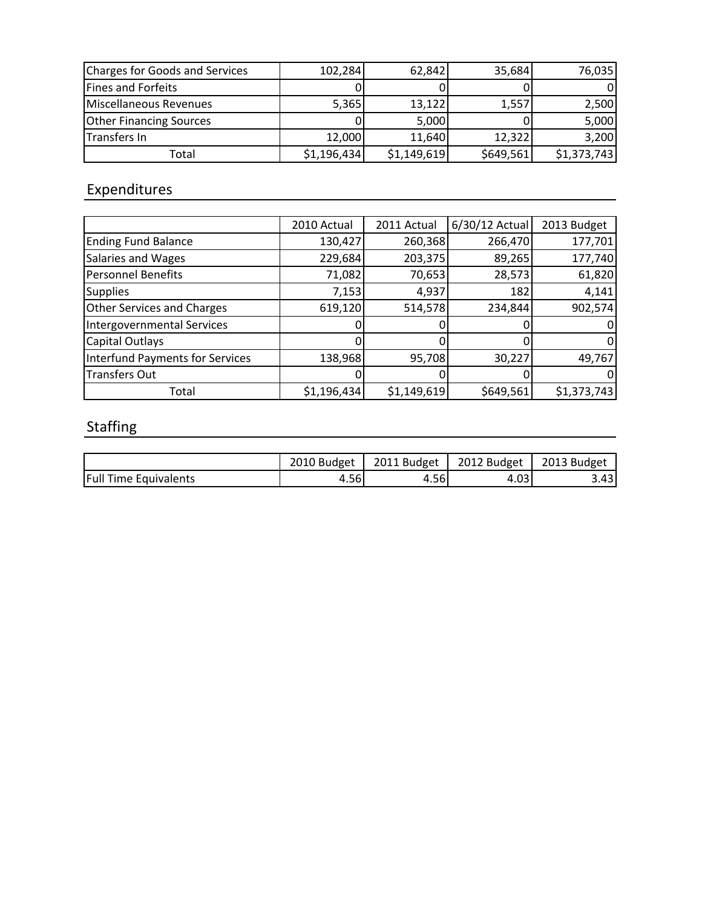| | | | | |
|---|---|---|---|---|
| Charges for Goods and Services | 102,284 | 62,842 | 35,684 | 76,035 |
| Fines and Forfeits | 0 | 0 | 0 | 0 |
| Miscellaneous Revenues | 5,365 | 13,122 | 1,557 | 2,500 |
| Other Financing Sources | 0 | 5,000 | 0 | 5,000 |
| Transfers In | 12,000 | 11,640 | 12,322 | 3,200 |
| Total | $1,196,434 | $1,149,619 | $649,561 | $1,373,743 |

## Expenditures

| | 2010 Actual | 2011 Actual | 6/30/12 Actual | 2013 Budget |
|---|---|---|---|---|
| Ending Fund Balance | 130,427 | 260,368 | 266,470 | 177,701 |
| Salaries and Wages | 229,684 | 203,375 | 89,265 | 177,740 |
| Personnel Benefits | 71,082 | 70,653 | 28,573 | 61,820 |
| Supplies | 7,153 | 4,937 | 182 | 4,141 |
| Other Services and Charges | 619,120 | 514,578 | 234,844 | 902,574 |
| Intergovernmental Services | 0 | 0 | 0 | 0 |
| Capital Outlays | 0 | 0 | 0 | 0 |
| Interfund Payments for Services | 138,968 | 95,708 | 30,227 | 49,767 |
| Transfers Out | 0 | 0 | 0 | 0 |
| Total | $1,196,434 | $1,149,619 | $649,561 | $1,373,743 |

## Staffing

| | 2010 Budget | 2011 Budget | 2012 Budget | 2013 Budget |
|---|---|---|---|---|
| Full Time Equivalents | 4.56 | 4.56 | 4.03 | 3.43 |